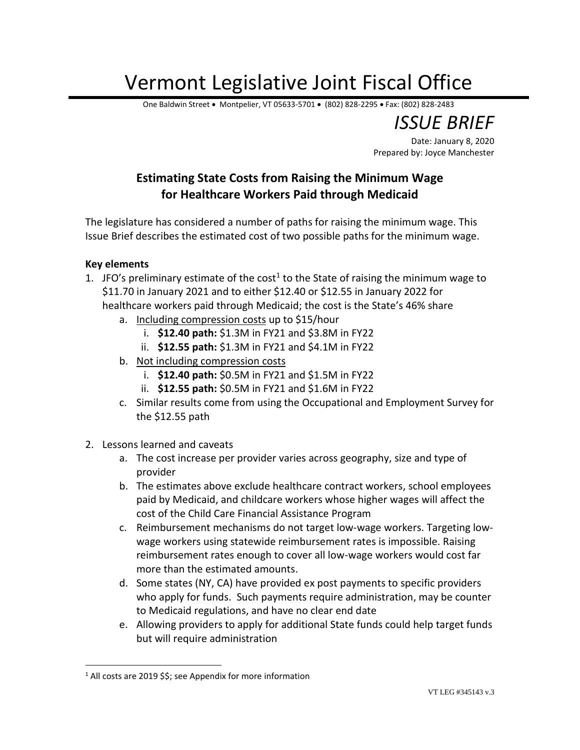# Vermont Legislative Joint Fiscal Office

One Baldwin Street • Montpelier, VT 05633-5701 • (802) 828-2295 • Fax: (802) 828-2483

*ISSUE BRIEF*

Date: January 8, 2020
Prepared by: Joyce Manchester

## Estimating State Costs from Raising the Minimum Wage for Healthcare Workers Paid through Medicaid

The legislature has considered a number of paths for raising the minimum wage. This Issue Brief describes the estimated cost of two possible paths for the minimum wage.

### Key elements

1. JFO's preliminary estimate of the cost[1] to the State of raising the minimum wage to $11.70 in January 2021 and to either $12.40 or $12.55 in January 2022 for healthcare workers paid through Medicaid; the cost is the State's 46% share
   a. Including compression costs up to $15/hour
      i. **$12.40 path:** $1.3M in FY21 and $3.8M in FY22
      ii. **$12.55 path:** $1.3M in FY21 and $4.1M in FY22
   b. Not including compression costs
      i. **$12.40 path:** $0.5M in FY21 and $1.5M in FY22
      ii. **$12.55 path:** $0.5M in FY21 and $1.6M in FY22
   c. Similar results come from using the Occupational and Employment Survey for the $12.55 path

2. Lessons learned and caveats
   a. The cost increase per provider varies across geography, size and type of provider
   b. The estimates above exclude healthcare contract workers, school employees paid by Medicaid, and childcare workers whose higher wages will affect the cost of the Child Care Financial Assistance Program
   c. Reimbursement mechanisms do not target low-wage workers. Targeting low-wage workers using statewide reimbursement rates is impossible. Raising reimbursement rates enough to cover all low-wage workers would cost far more than the estimated amounts.
   d. Some states (NY, CA) have provided ex post payments to specific providers who apply for funds. Such payments require administration, may be counter to Medicaid regulations, and have no clear end date
   e. Allowing providers to apply for additional State funds could help target funds but will require administration

[1] All costs are 2019 $$; see Appendix for more information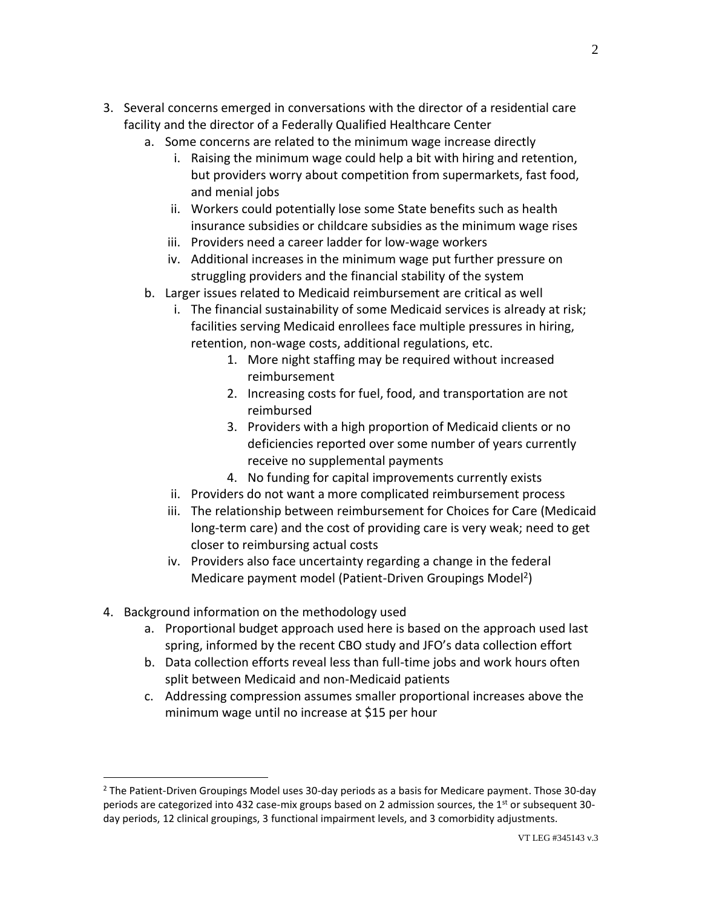3. Several concerns emerged in conversations with the director of a residential care facility and the director of a Federally Qualified Healthcare Center
    a. Some concerns are related to the minimum wage increase directly
        i. Raising the minimum wage could help a bit with hiring and retention, but providers worry about competition from supermarkets, fast food, and menial jobs
        ii. Workers could potentially lose some State benefits such as health insurance subsidies or childcare subsidies as the minimum wage rises
        iii. Providers need a career ladder for low-wage workers
        iv. Additional increases in the minimum wage put further pressure on struggling providers and the financial stability of the system
    b. Larger issues related to Medicaid reimbursement are critical as well
        i. The financial sustainability of some Medicaid services is already at risk; facilities serving Medicaid enrollees face multiple pressures in hiring, retention, non-wage costs, additional regulations, etc.
            1. More night staffing may be required without increased reimbursement
            2. Increasing costs for fuel, food, and transportation are not reimbursed
            3. Providers with a high proportion of Medicaid clients or no deficiencies reported over some number of years currently receive no supplemental payments
            4. No funding for capital improvements currently exists
        ii. Providers do not want a more complicated reimbursement process
        iii. The relationship between reimbursement for Choices for Care (Medicaid long-term care) and the cost of providing care is very weak; need to get closer to reimbursing actual costs
        iv. Providers also face uncertainty regarding a change in the federal Medicare payment model (Patient-Driven Groupings Model[2])

4. Background information on the methodology used
    a. Proportional budget approach used here is based on the approach used last spring, informed by the recent CBO study and JFO's data collection effort
    b. Data collection efforts reveal less than full-time jobs and work hours often split between Medicaid and non-Medicaid patients
    c. Addressing compression assumes smaller proportional increases above the minimum wage until no increase at $15 per hour

---

[2] The Patient-Driven Groupings Model uses 30-day periods as a basis for Medicare payment. Those 30-day periods are categorized into 432 case-mix groups based on 2 admission sources, the 1st or subsequent 30-day periods, 12 clinical groupings, 3 functional impairment levels, and 3 comorbidity adjustments.

VT LEG #345143 v.3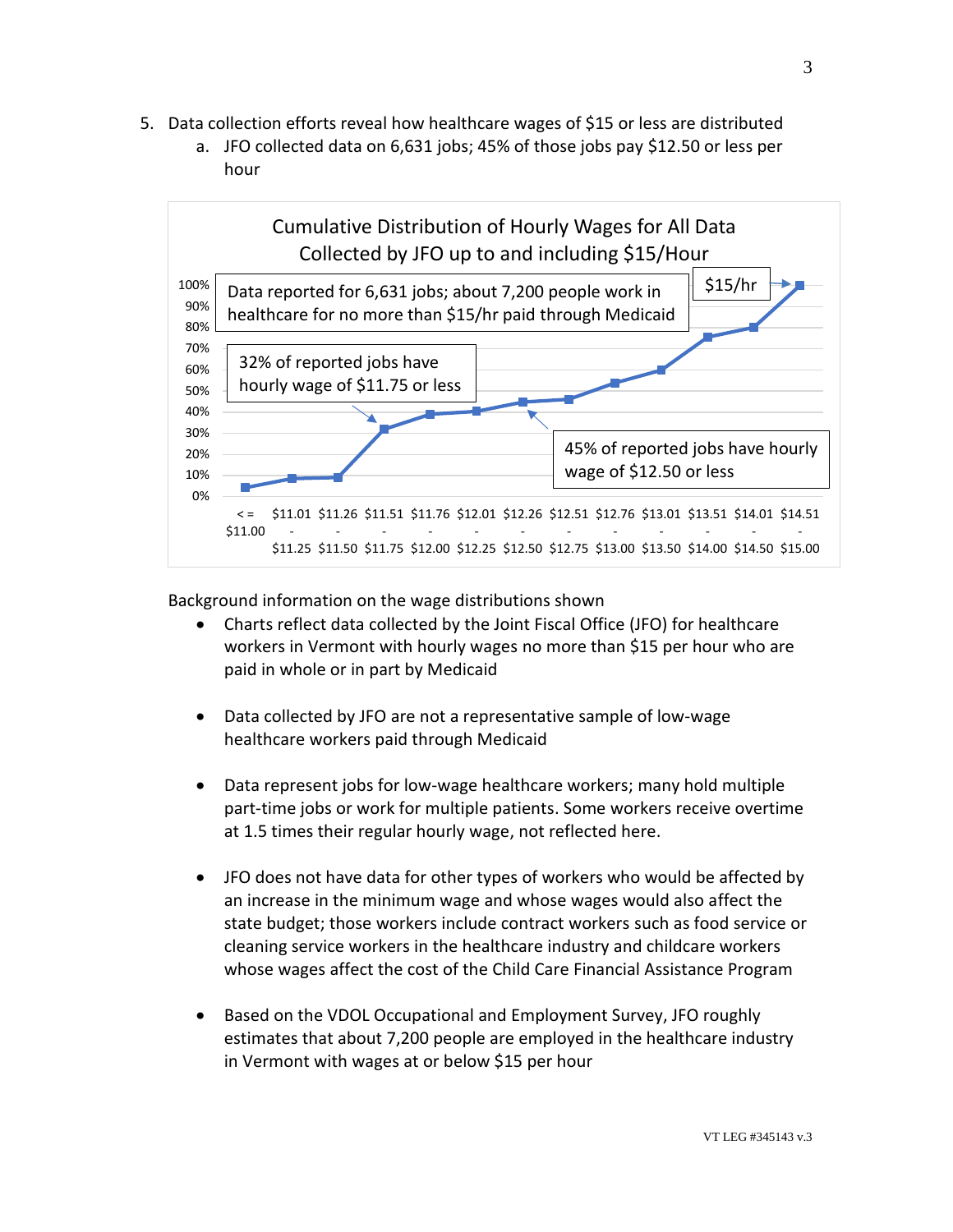5. Data collection efforts reveal how healthcare wages of $15 or less are distributed
    a. JFO collected data on 6,631 jobs; 45% of those jobs pay $12.50 or less per hour

**Cumulative Distribution of Hourly Wages for All Data Collected by JFO up to and including $15/Hour**

Data reported for 6,631 jobs; about 7,200 people work in healthcare for no more than $15/hr paid through Medicaid

$15/hr

32% of reported jobs have hourly wage of $11.75 or less

45% of reported jobs have hourly wage of $12.50 or less

Background information on the wage distributions shown

- Charts reflect data collected by the Joint Fiscal Office (JFO) for healthcare workers in Vermont with hourly wages no more than $15 per hour who are paid in whole or in part by Medicaid

- Data collected by JFO are not a representative sample of low-wage healthcare workers paid through Medicaid

- Data represent jobs for low-wage healthcare workers; many hold multiple part-time jobs or work for multiple patients. Some workers receive overtime at 1.5 times their regular hourly wage, not reflected here.

- JFO does not have data for other types of workers who would be affected by an increase in the minimum wage and whose wages would also affect the state budget; those workers include contract workers such as food service or cleaning service workers in the healthcare industry and childcare workers whose wages affect the cost of the Child Care Financial Assistance Program

- Based on the VDOL Occupational and Employment Survey, JFO roughly estimates that about 7,200 people are employed in the healthcare industry in Vermont with wages at or below $15 per hour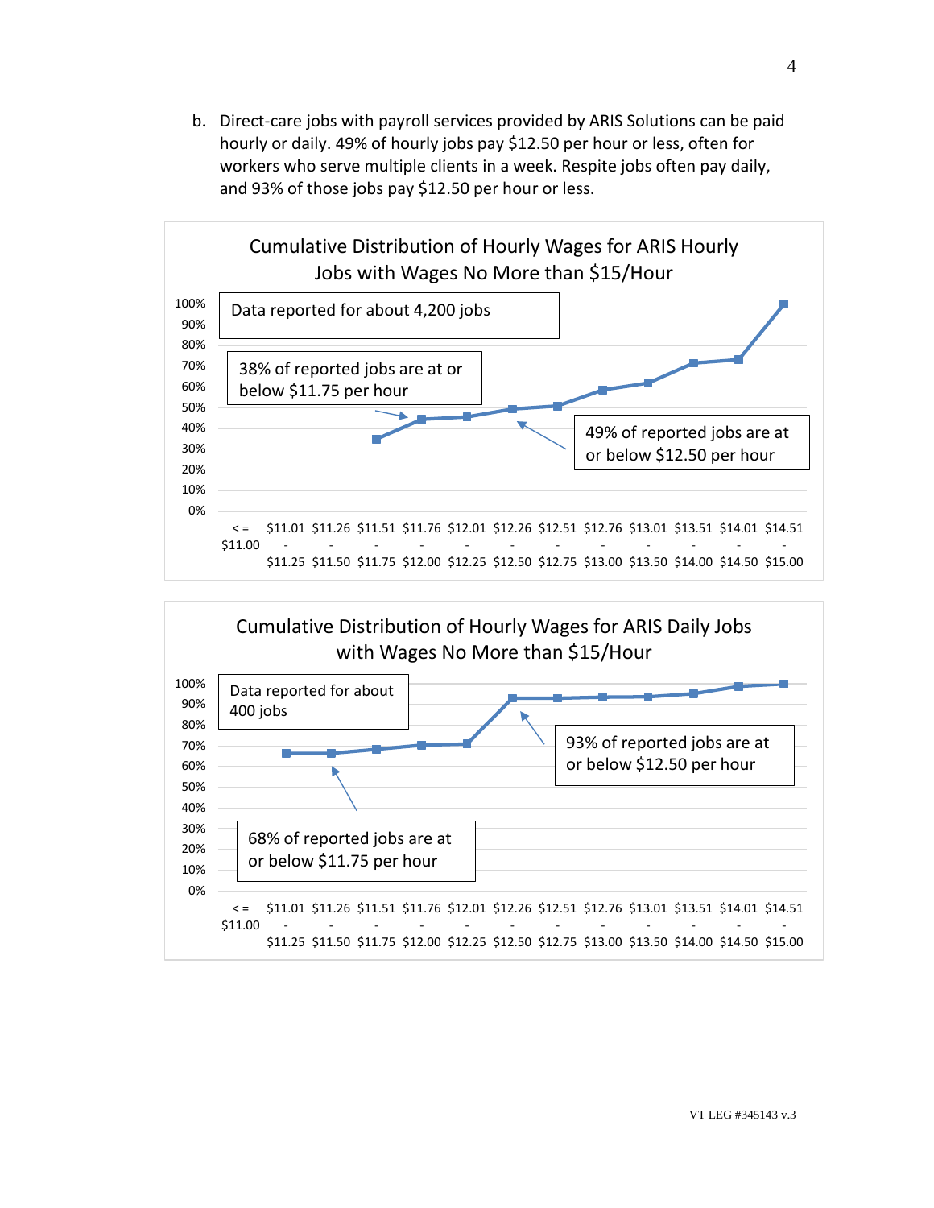b. Direct-care jobs with payroll services provided by ARIS Solutions can be paid hourly or daily. 49% of hourly jobs pay $12.50 per hour or less, often for workers who serve multiple clients in a week. Respite jobs often pay daily, and 93% of those jobs pay $12.50 per hour or less.

**Cumulative Distribution of Hourly Wages for ARIS Hourly Jobs with Wages No More than $15/Hour**

Data reported for about 4,200 jobs

38% of reported jobs are at or below $11.75 per hour

49% of reported jobs are at or below $12.50 per hour

Wage ranges: <= $11.00; $11.01 - $11.25; $11.26 - $11.50; $11.51 - $11.75; $11.76 - $12.00; $12.01 - $12.25; $12.26 - $12.50; $12.51 - $12.75; $12.76 - $13.00; $13.01 - $13.50; $13.51 - $14.00; $14.01 - $14.50; $14.51 - $15.00

**Cumulative Distribution of Hourly Wages for ARIS Daily Jobs with Wages No More than $15/Hour**

Data reported for about 400 jobs

93% of reported jobs are at or below $12.50 per hour

68% of reported jobs are at or below $11.75 per hour

Wage ranges: <= $11.00; $11.01 - $11.25; $11.26 - $11.50; $11.51 - $11.75; $11.76 - $12.00; $12.01 - $12.25; $12.26 - $12.50; $12.51 - $12.75; $12.76 - $13.00; $13.01 - $13.50; $13.51 - $14.00; $14.01 - $14.50; $14.51 - $15.00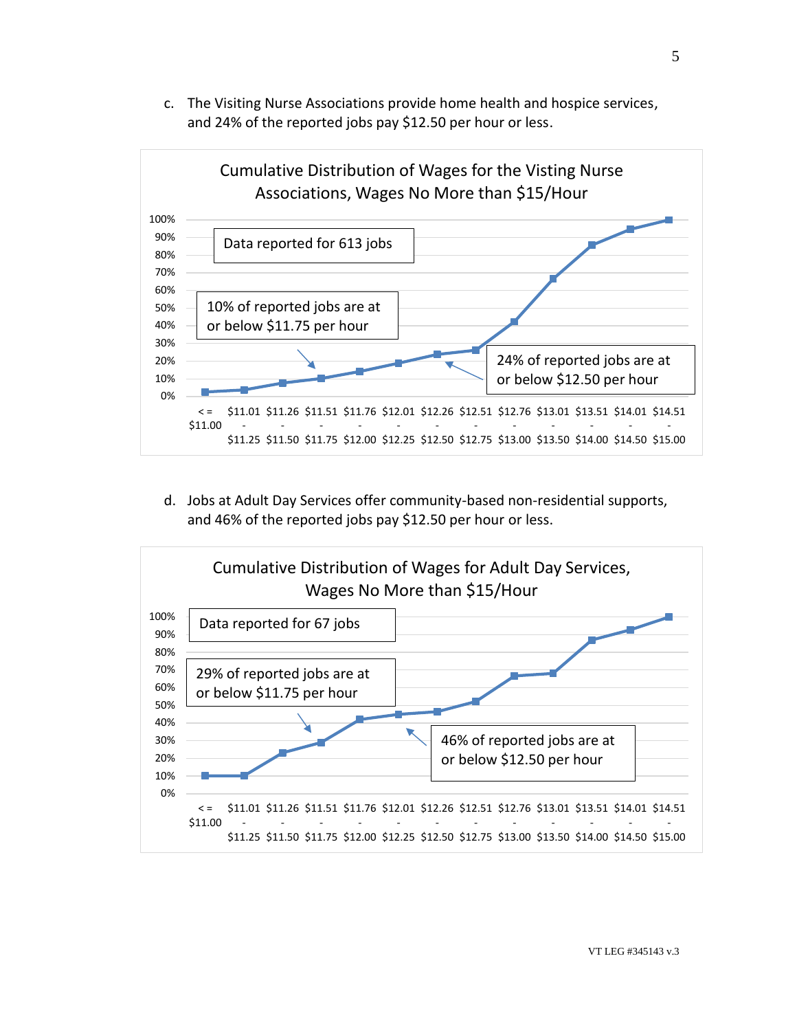c. The Visiting Nurse Associations provide home health and hospice services, and 24% of the reported jobs pay $12.50 per hour or less.

**Cumulative Distribution of Wages for the Visting Nurse Associations, Wages No More than $15/Hour**

Data reported for 613 jobs

10% of reported jobs are at or below $11.75 per hour

24% of reported jobs are at or below $12.50 per hour

d. Jobs at Adult Day Services offer community-based non-residential supports, and 46% of the reported jobs pay $12.50 per hour or less.

**Cumulative Distribution of Wages for Adult Day Services, Wages No More than $15/Hour**

Data reported for 67 jobs

29% of reported jobs are at or below $11.75 per hour

46% of reported jobs are at or below $12.50 per hour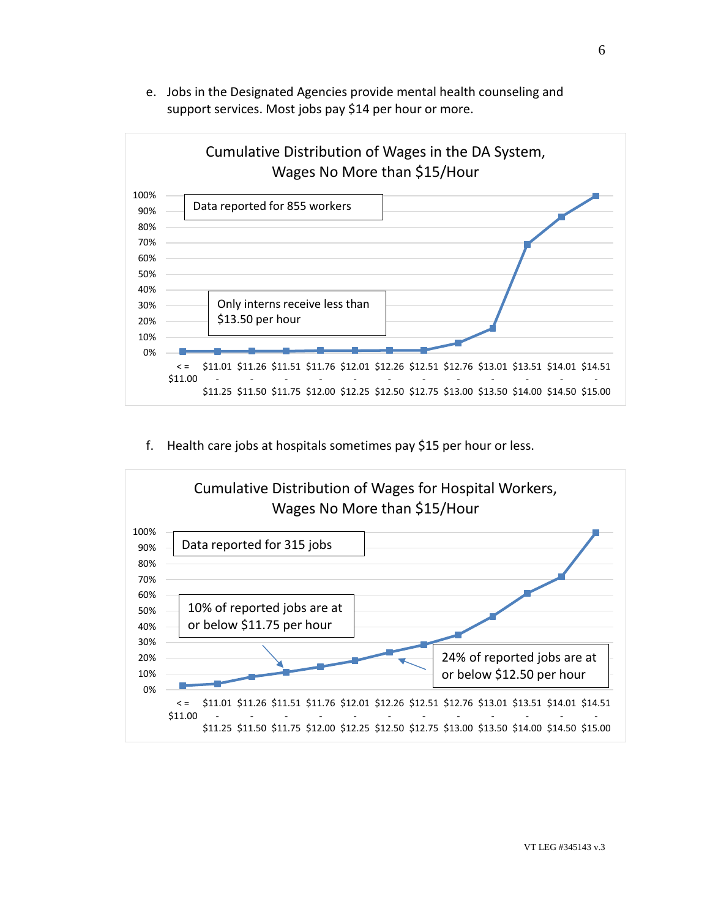e. Jobs in the Designated Agencies provide mental health counseling and support services. Most jobs pay $14 per hour or more.

**Cumulative Distribution of Wages in the DA System, Wages No More than $15/Hour**

Data reported for 855 workers

Only interns receive less than $13.50 per hour

f. Health care jobs at hospitals sometimes pay $15 per hour or less.

**Cumulative Distribution of Wages for Hospital Workers, Wages No More than $15/Hour**

Data reported for 315 jobs

10% of reported jobs are at or below $11.75 per hour

24% of reported jobs are at or below $12.50 per hour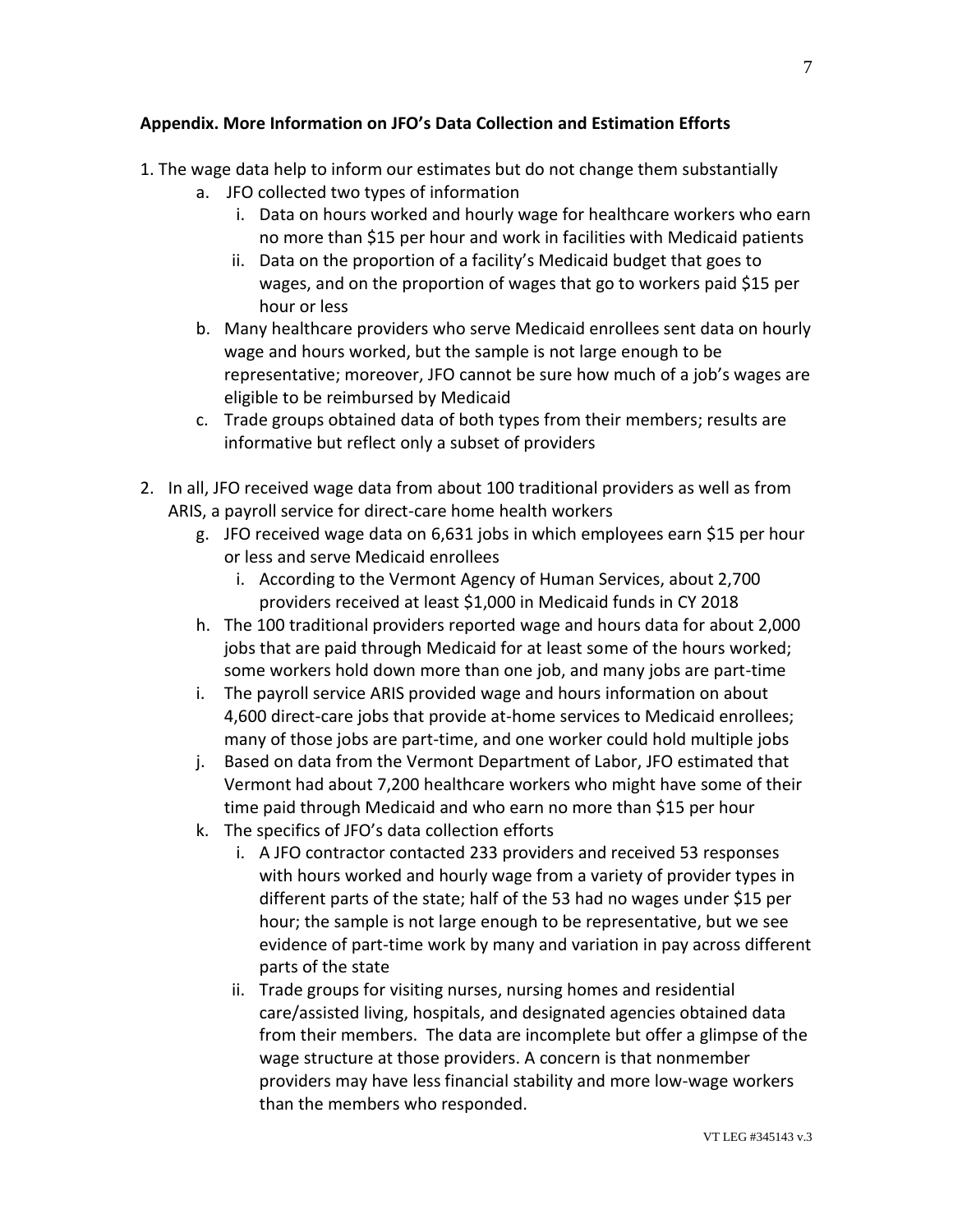## Appendix. More Information on JFO's Data Collection and Estimation Efforts

1. The wage data help to inform our estimates but do not change them substantially
    a. JFO collected two types of information
        i. Data on hours worked and hourly wage for healthcare workers who earn no more than $15 per hour and work in facilities with Medicaid patients
        ii. Data on the proportion of a facility's Medicaid budget that goes to wages, and on the proportion of wages that go to workers paid $15 per hour or less
    b. Many healthcare providers who serve Medicaid enrollees sent data on hourly wage and hours worked, but the sample is not large enough to be representative; moreover, JFO cannot be sure how much of a job's wages are eligible to be reimbursed by Medicaid
    c. Trade groups obtained data of both types from their members; results are informative but reflect only a subset of providers

2. In all, JFO received wage data from about 100 traditional providers as well as from ARIS, a payroll service for direct-care home health workers
    g. JFO received wage data on 6,631 jobs in which employees earn $15 per hour or less and serve Medicaid enrollees
        i. According to the Vermont Agency of Human Services, about 2,700 providers received at least $1,000 in Medicaid funds in CY 2018
    h. The 100 traditional providers reported wage and hours data for about 2,000 jobs that are paid through Medicaid for at least some of the hours worked; some workers hold down more than one job, and many jobs are part-time
    i. The payroll service ARIS provided wage and hours information on about 4,600 direct-care jobs that provide at-home services to Medicaid enrollees; many of those jobs are part-time, and one worker could hold multiple jobs
    j. Based on data from the Vermont Department of Labor, JFO estimated that Vermont had about 7,200 healthcare workers who might have some of their time paid through Medicaid and who earn no more than $15 per hour
    k. The specifics of JFO's data collection efforts
        i. A JFO contractor contacted 233 providers and received 53 responses with hours worked and hourly wage from a variety of provider types in different parts of the state; half of the 53 had no wages under $15 per hour; the sample is not large enough to be representative, but we see evidence of part-time work by many and variation in pay across different parts of the state
        ii. Trade groups for visiting nurses, nursing homes and residential care/assisted living, hospitals, and designated agencies obtained data from their members. The data are incomplete but offer a glimpse of the wage structure at those providers. A concern is that nonmember providers may have less financial stability and more low-wage workers than the members who responded.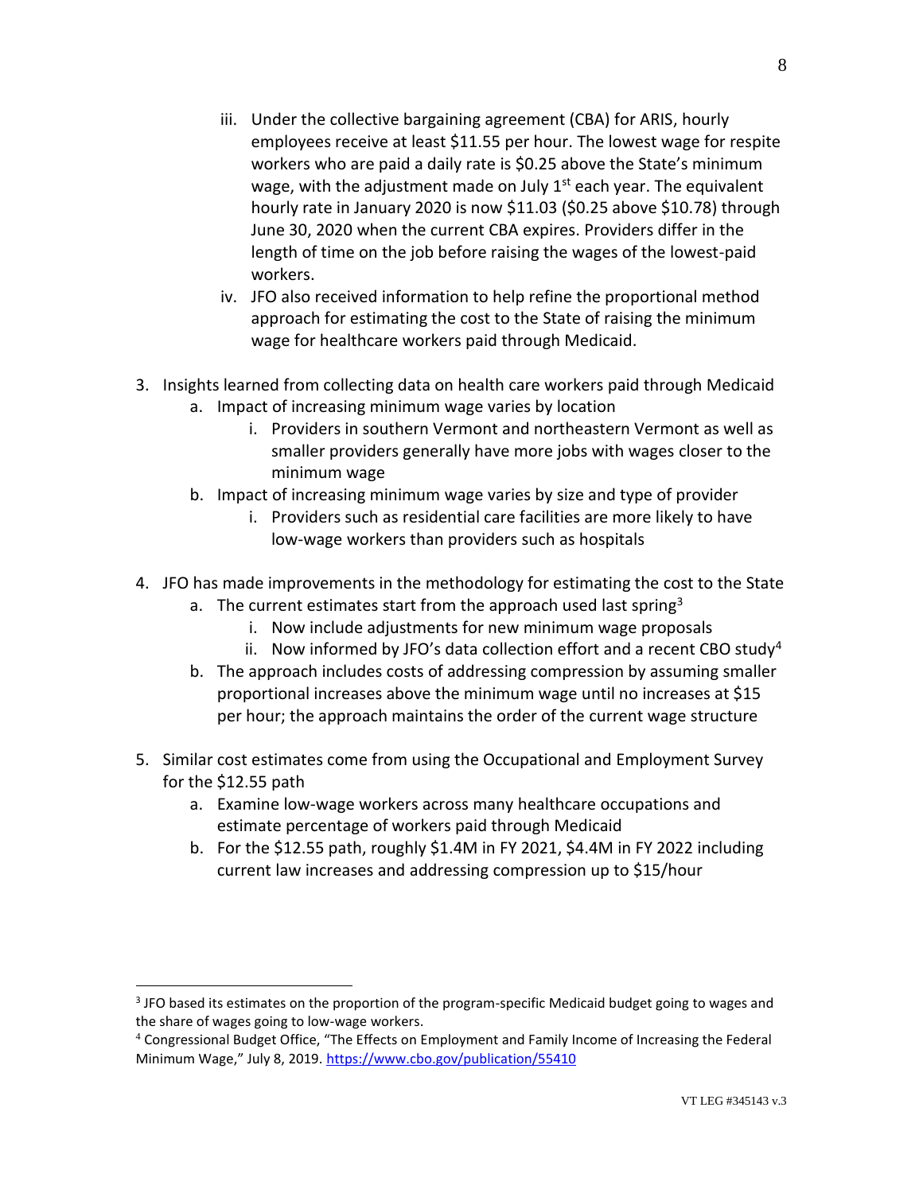iii. Under the collective bargaining agreement (CBA) for ARIS, hourly employees receive at least $11.55 per hour. The lowest wage for respite workers who are paid a daily rate is $0.25 above the State's minimum wage, with the adjustment made on July 1st each year. The equivalent hourly rate in January 2020 is now $11.03 ($0.25 above $10.78) through June 30, 2020 when the current CBA expires. Providers differ in the length of time on the job before raising the wages of the lowest-paid workers.

   iv. JFO also received information to help refine the proportional method approach for estimating the cost to the State of raising the minimum wage for healthcare workers paid through Medicaid.

3. Insights learned from collecting data on health care workers paid through Medicaid
   a. Impact of increasing minimum wage varies by location
      i. Providers in southern Vermont and northeastern Vermont as well as smaller providers generally have more jobs with wages closer to the minimum wage
   b. Impact of increasing minimum wage varies by size and type of provider
      i. Providers such as residential care facilities are more likely to have low-wage workers than providers such as hospitals

4. JFO has made improvements in the methodology for estimating the cost to the State
   a. The current estimates start from the approach used last spring[3]
      i. Now include adjustments for new minimum wage proposals
      ii. Now informed by JFO's data collection effort and a recent CBO study[4]
   b. The approach includes costs of addressing compression by assuming smaller proportional increases above the minimum wage until no increases at $15 per hour; the approach maintains the order of the current wage structure

5. Similar cost estimates come from using the Occupational and Employment Survey for the $12.55 path
   a. Examine low-wage workers across many healthcare occupations and estimate percentage of workers paid through Medicaid
   b. For the $12.55 path, roughly $1.4M in FY 2021, $4.4M in FY 2022 including current law increases and addressing compression up to $15/hour

---

[3] JFO based its estimates on the proportion of the program-specific Medicaid budget going to wages and the share of wages going to low-wage workers.

[4] Congressional Budget Office, "The Effects on Employment and Family Income of Increasing the Federal Minimum Wage," July 8, 2019. https://www.cbo.gov/publication/55410